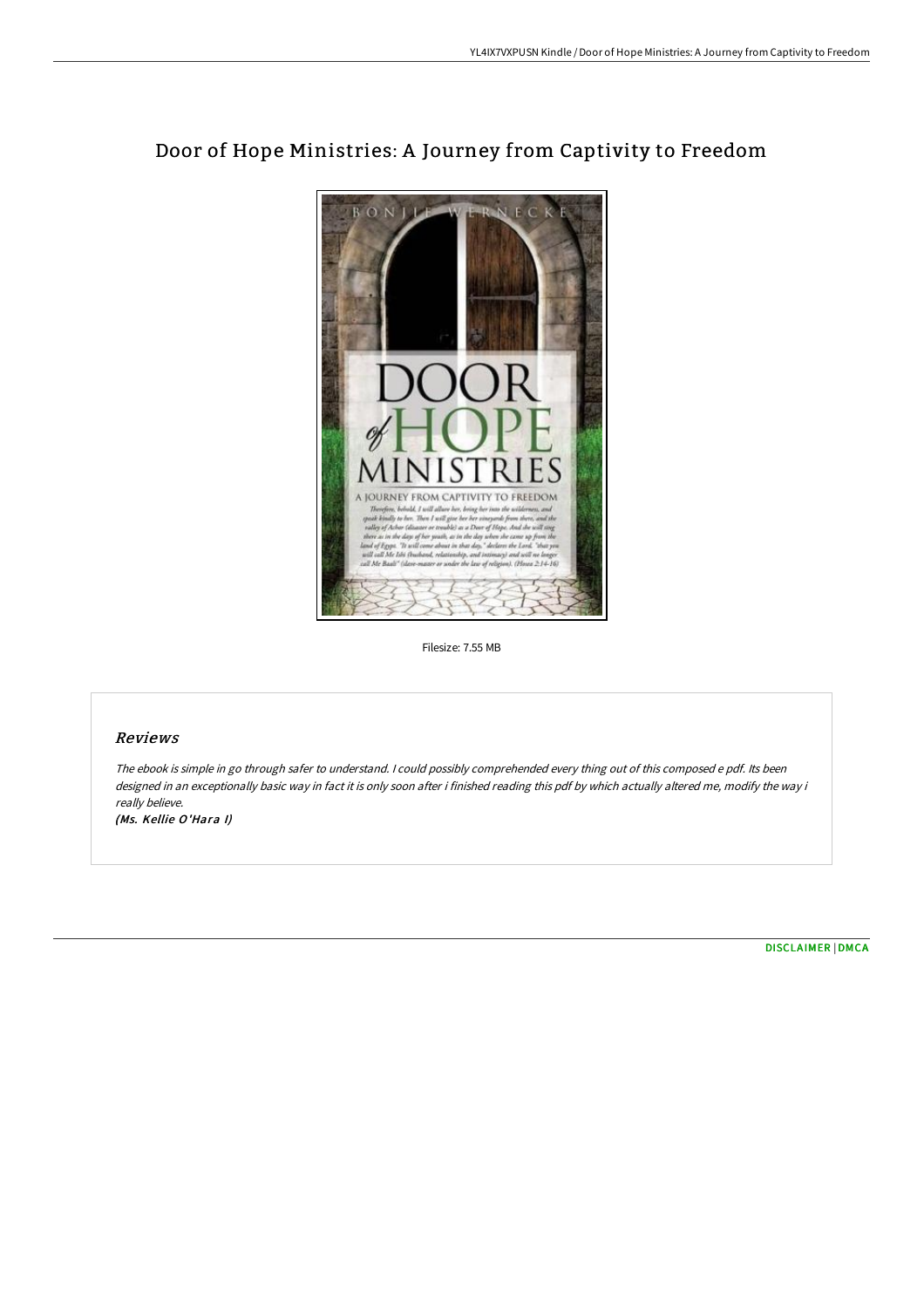# Door of Hope Ministries: A Journey from Captivity to Freedom

Filesize: 7.55 MB

## Reviews

*The ebook is simple in go through safer to understand. I could possibly comprehended every thing out of this composed e pdf. Its been designed in an exceptionally basic way in fact it is only soon after i finished reading this pdf by which actually altered me, modify the way i really believe.*

*(Ms. Kellie O'Hara I)*

[DISCLAIMER](#) | [DMCA](#)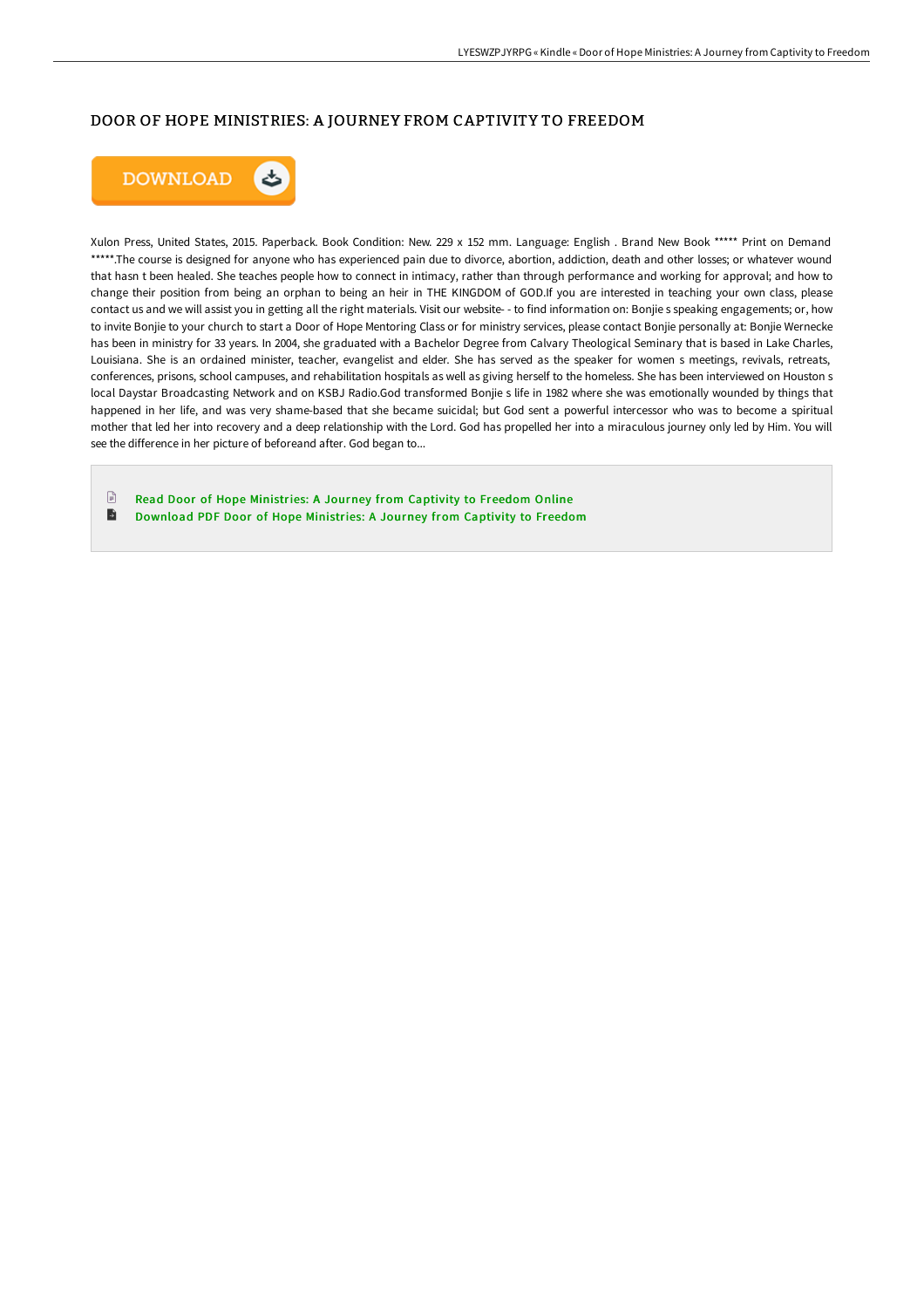# DOOR OF HOPE MINISTRIES: A JOURNEY FROM CAPTIVITY TO FREEDOM

DOWNLOAD

Xulon Press, United States, 2015. Paperback. Book Condition: New. 229 x 152 mm. Language: English . Brand New Book ***** Print on Demand *****.The course is designed for anyone who has experienced pain due to divorce, abortion, addiction, death and other losses; or whatever wound that hasn t been healed. She teaches people how to connect in intimacy, rather than through performance and working for approval; and how to change their position from being an orphan to being an heir in THE KINGDOM of GOD.If you are interested in teaching your own class, please contact us and we will assist you in getting all the right materials. Visit our website- - to find information on: Bonjie s speaking engagements; or, how to invite Bonjie to your church to start a Door of Hope Mentoring Class or for ministry services, please contact Bonjie personally at: Bonjie Wernecke has been in ministry for 33 years. In 2004, she graduated with a Bachelor Degree from Calvary Theological Seminary that is based in Lake Charles, Louisiana. She is an ordained minister, teacher, evangelist and elder. She has served as the speaker for women s meetings, revivals, retreats, conferences, prisons, school campuses, and rehabilitation hospitals as well as giving herself to the homeless. She has been interviewed on Houston s local Daystar Broadcasting Network and on KSBJ Radio.God transformed Bonjie s life in 1982 where she was emotionally wounded by things that happened in her life, and was very shame-based that she became suicidal; but God sent a powerful intercessor who was to become a spiritual mother that led her into recovery and a deep relationship with the Lord. God has propelled her into a miraculous journey only led by Him. You will see the difference in her picture of beforeand after. God began to...

- Read Door of Hope Ministries: A Journey from Captivity to Freedom Online
- Download PDF Door of Hope Ministries: A Journey from Captivity to Freedom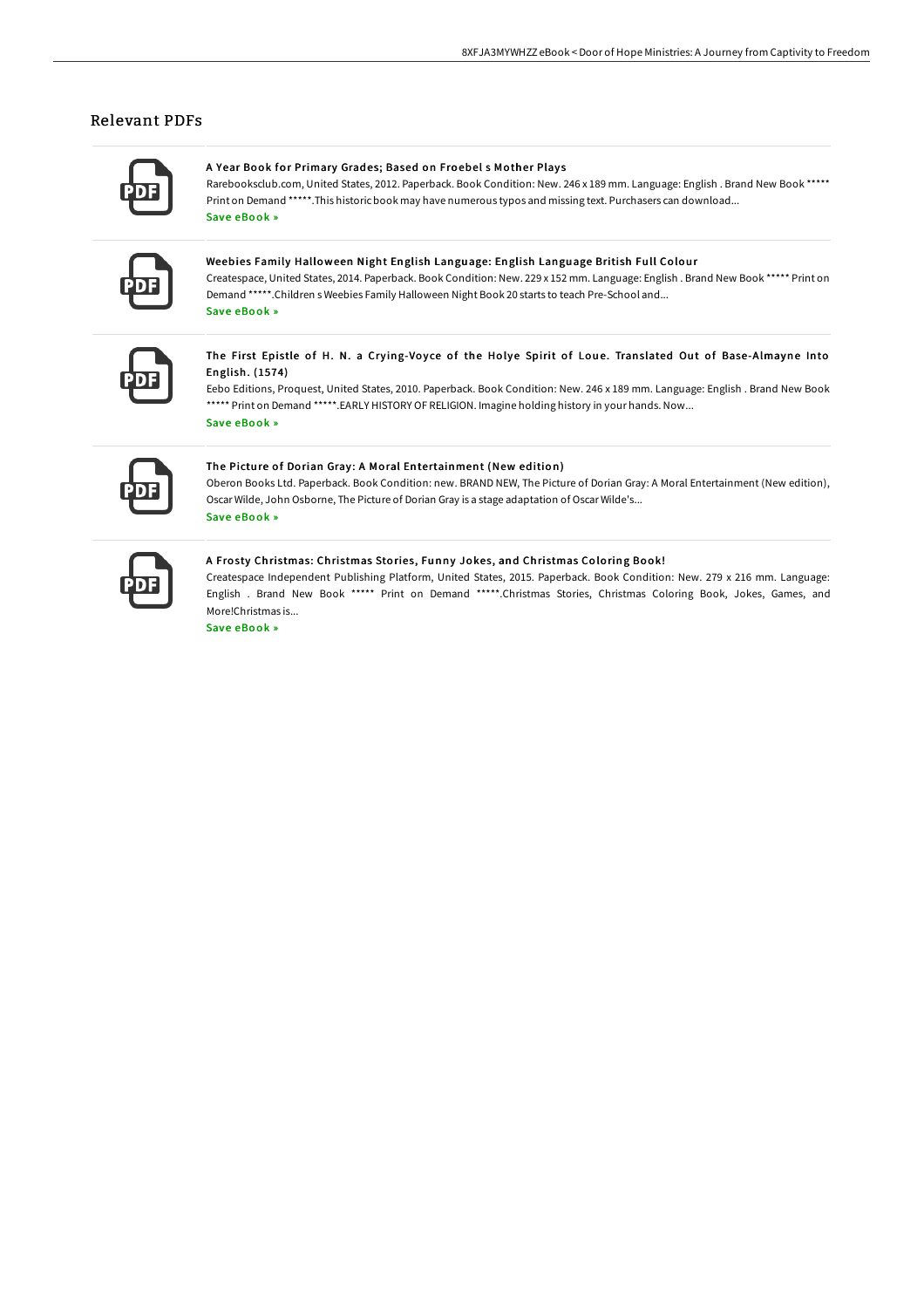## Relevant PDFs

### A Year Book for Primary Grades; Based on Froebel s Mother Plays

Rarebooksclub.com, United States, 2012. Paperback. Book Condition: New. 246 x 189 mm. Language: English . Brand New Book ***** Print on Demand *****.This historic book may have numerous typos and missing text. Purchasers can download...

Save eBook »

### Weebies Family Halloween Night English Language: English Language British Full Colour

Createspace, United States, 2014. Paperback. Book Condition: New. 229 x 152 mm. Language: English . Brand New Book ***** Print on Demand *****.Children s Weebies Family Halloween Night Book 20 starts to teach Pre-School and...

Save eBook »

### The First Epistle of H. N. a Crying-Voyce of the Holye Spirit of Loue. Translated Out of Base-Almayne Into English. (1574)

Eebo Editions, Proquest, United States, 2010. Paperback. Book Condition: New. 246 x 189 mm. Language: English . Brand New Book ***** Print on Demand *****.EARLY HISTORY OF RELIGION. Imagine holding history in your hands. Now...

Save eBook »

### The Picture of Dorian Gray: A Moral Entertainment (New edition)

Oberon Books Ltd. Paperback. Book Condition: new. BRAND NEW, The Picture of Dorian Gray: A Moral Entertainment (New edition), Oscar Wilde, John Osborne, The Picture of Dorian Gray is a stage adaptation of Oscar Wilde's...

Save eBook »

### A Frosty Christmas: Christmas Stories, Funny Jokes, and Christmas Coloring Book!

Createspace Independent Publishing Platform, United States, 2015. Paperback. Book Condition: New. 279 x 216 mm. Language: English . Brand New Book ***** Print on Demand *****.Christmas Stories, Christmas Coloring Book, Jokes, Games, and More!Christmas is...

Save eBook »